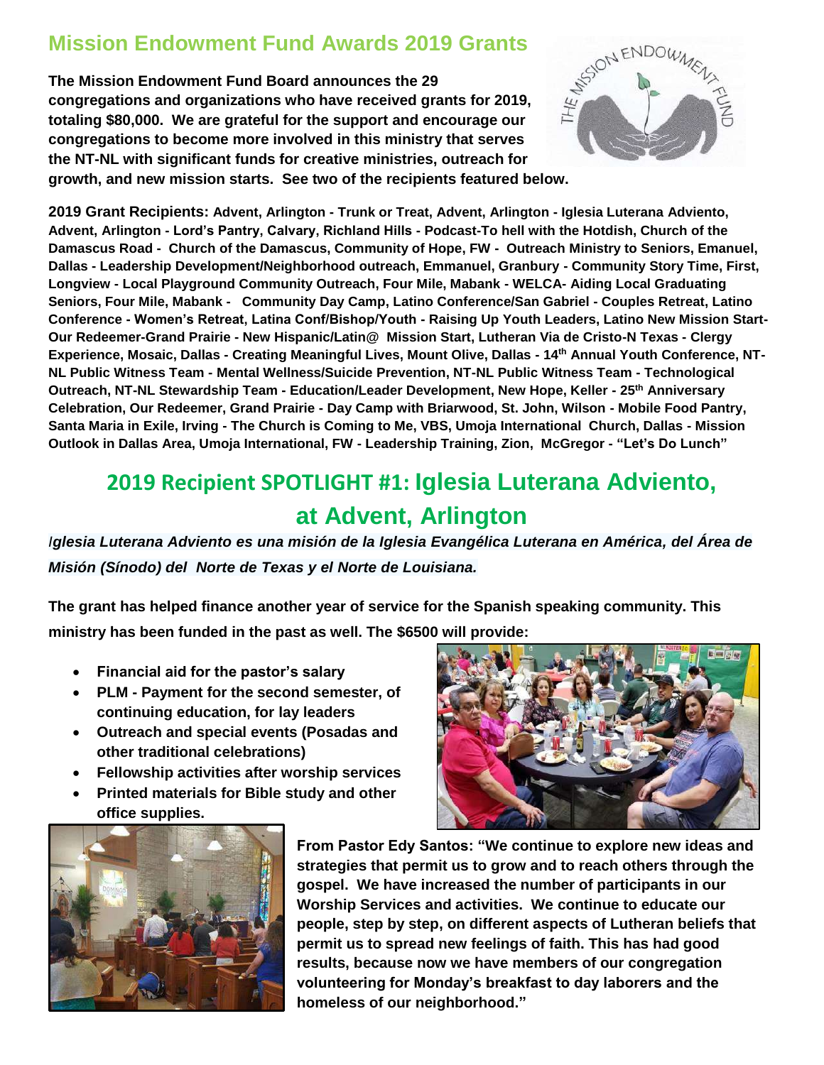# Mission Endowment Fund Awards 2019 Grants

**The Mission Endowment Fund Board announces the 29 congregations and organizations who have received grants for 2019, totaling $80,000. We are grateful for the support and encourage our congregations to become more involved in this ministry that serves the NT-NL with significant funds for creative ministries, outreach for growth, and new mission starts. See two of the recipients featured below.**

**2019 Grant Recipients: Advent, Arlington - Trunk or Treat, Advent, Arlington - Iglesia Luterana Adviento, Advent, Arlington - Lord's Pantry, Calvary, Richland Hills - Podcast-To hell with the Hotdish, Church of the Damascus Road - Church of the Damascus, Community of Hope, FW - Outreach Ministry to Seniors, Emanuel, Dallas - Leadership Development/Neighborhood outreach, Emmanuel, Granbury - Community Story Time, First, Longview - Local Playground Community Outreach, Four Mile, Mabank - WELCA- Aiding Local Graduating Seniors, Four Mile, Mabank - Community Day Camp, Latino Conference/San Gabriel - Couples Retreat, Latino Conference - Women's Retreat, Latina Conf/Bishop/Youth - Raising Up Youth Leaders, Latino New Mission Start-Our Redeemer-Grand Prairie - New Hispanic/Latin@ Mission Start, Lutheran Via de Cristo-N Texas - Clergy Experience, Mosaic, Dallas - Creating Meaningful Lives, Mount Olive, Dallas - 14th Annual Youth Conference, NT-NL Public Witness Team - Mental Wellness/Suicide Prevention, NT-NL Public Witness Team - Technological Outreach, NT-NL Stewardship Team - Education/Leader Development, New Hope, Keller - 25th Anniversary Celebration, Our Redeemer, Grand Prairie - Day Camp with Briarwood, St. John, Wilson - Mobile Food Pantry, Santa Maria in Exile, Irving - The Church is Coming to Me, VBS, Umoja International Church, Dallas - Mission Outlook in Dallas Area, Umoja International, FW - Leadership Training, Zion, McGregor - "Let's Do Lunch"**

## 2019 Recipient SPOTLIGHT #1: Iglesia Luterana Adviento, at Advent, Arlington

***Iglesia Luterana Adviento es una misión de la Iglesia Evangélica Luterana en América, del Área de Misión (Sínodo) del Norte de Texas y el Norte de Louisiana.***

**The grant has helped finance another year of service for the Spanish speaking community. This ministry has been funded in the past as well. The $6500 will provide:**

- **Financial aid for the pastor's salary**
- **PLM - Payment for the second semester, of continuing education, for lay leaders**
- **Outreach and special events (Posadas and other traditional celebrations)**
- **Fellowship activities after worship services**
- **Printed materials for Bible study and other office supplies.**

**From Pastor Edy Santos: "We continue to explore new ideas and strategies that permit us to grow and to reach others through the gospel. We have increased the number of participants in our Worship Services and activities. We continue to educate our people, step by step, on different aspects of Lutheran beliefs that permit us to spread new feelings of faith. This has had good results, because now we have members of our congregation volunteering for Monday's breakfast to day laborers and the homeless of our neighborhood."**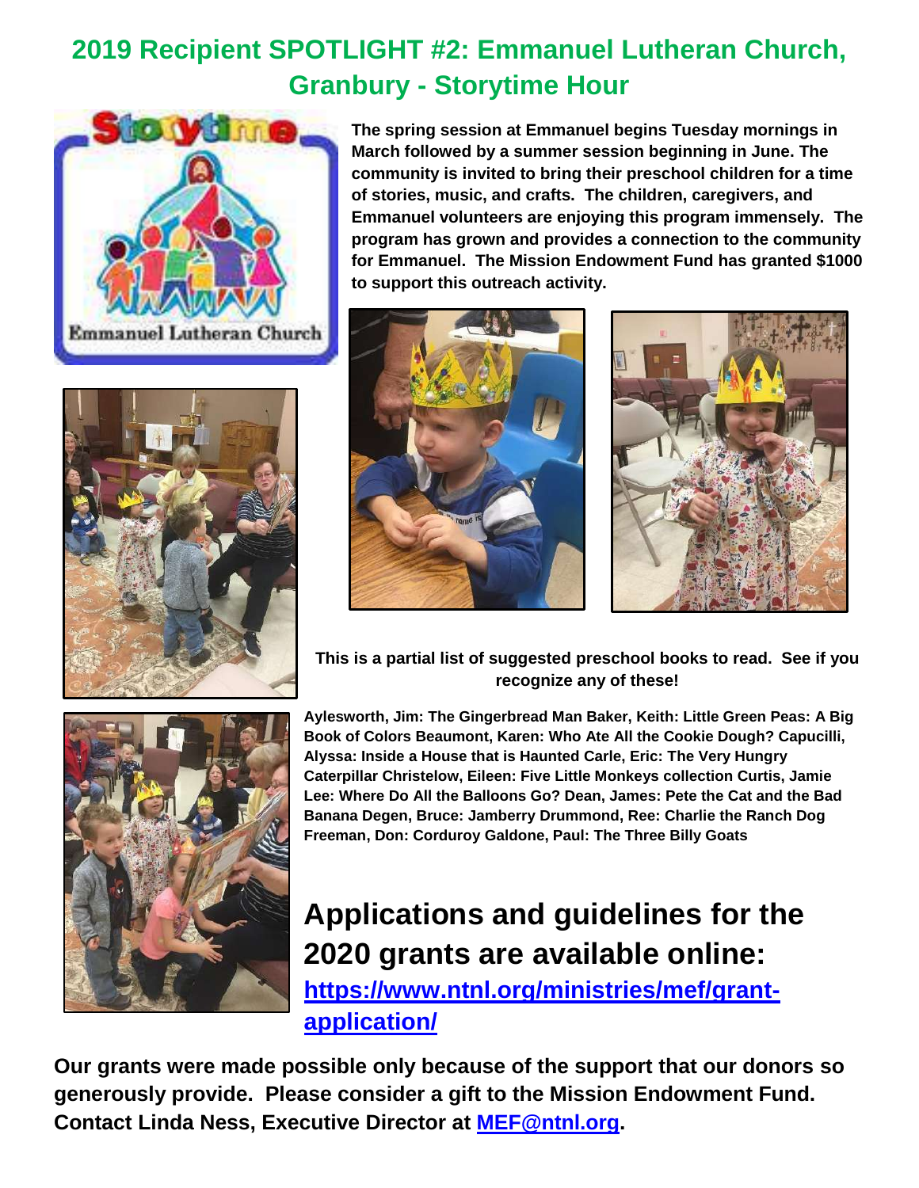## 2019 Recipient SPOTLIGHT #2: Emmanuel Lutheran Church, Granbury - Storytime Hour

**The spring session at Emmanuel begins Tuesday mornings in March followed by a summer session beginning in June. The community is invited to bring their preschool children for a time of stories, music, and crafts. The children, caregivers, and Emmanuel volunteers are enjoying this program immensely. The program has grown and provides a connection to the community for Emmanuel. The Mission Endowment Fund has granted $1000 to support this outreach activity.**

**This is a partial list of suggested preschool books to read. See if you recognize any of these!**

**Aylesworth, Jim: The Gingerbread Man Baker, Keith: Little Green Peas: A Big Book of Colors Beaumont, Karen: Who Ate All the Cookie Dough? Capucilli, Alyssa: Inside a House that is Haunted Carle, Eric: The Very Hungry Caterpillar Christelow, Eileen: Five Little Monkeys collection Curtis, Jamie Lee: Where Do All the Balloons Go? Dean, James: Pete the Cat and the Bad Banana Degen, Bruce: Jamberry Drummond, Ree: Charlie the Ranch Dog Freeman, Don: Corduroy Galdone, Paul: The Three Billy Goats**

# Applications and guidelines for the 2020 grants are available online:

**https://www.ntnl.org/ministries/mef/grant-application/**

**Our grants were made possible only because of the support that our donors so generously provide. Please consider a gift to the Mission Endowment Fund. Contact Linda Ness, Executive Director at MEF@ntnl.org.**